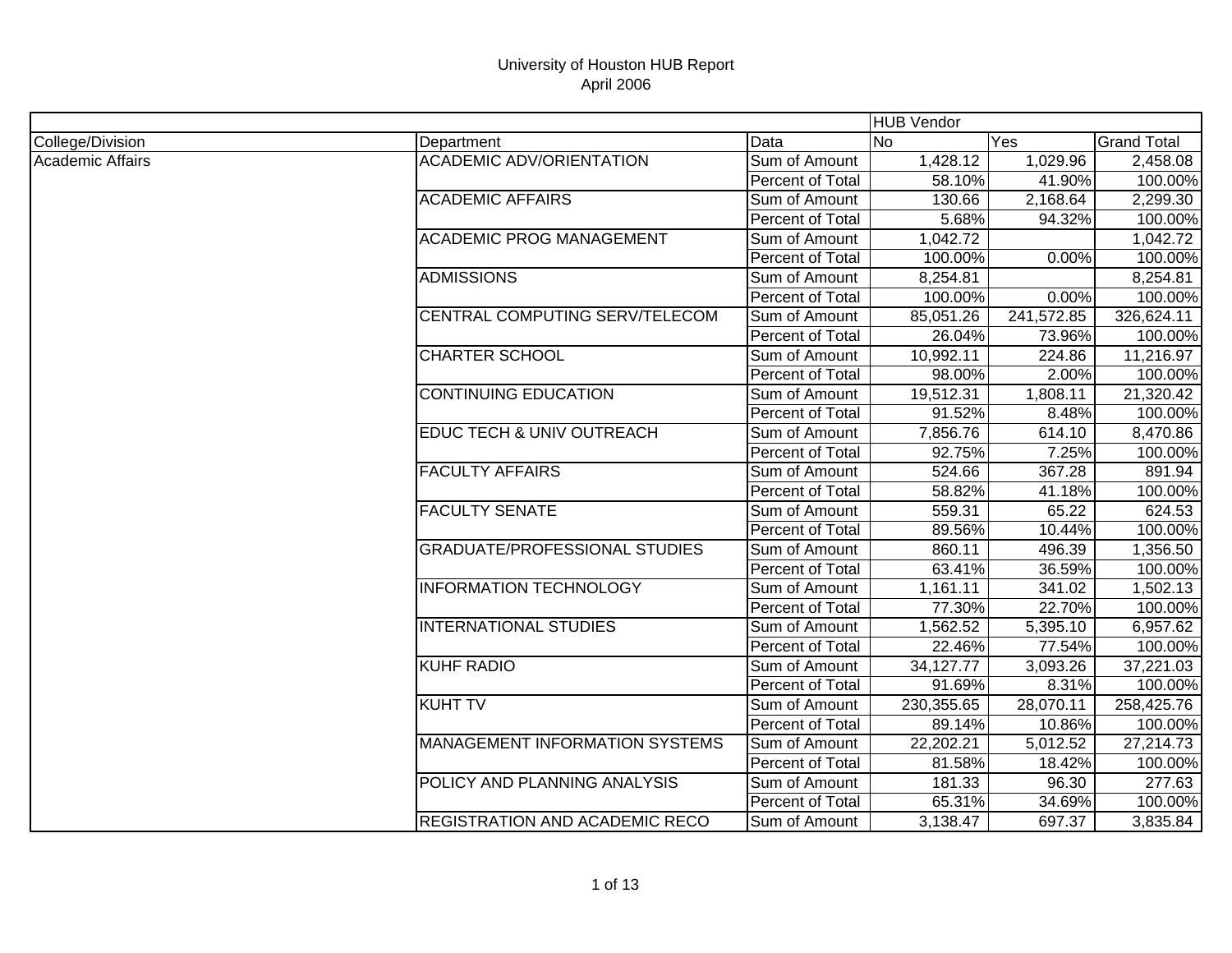# University of Houston HUB Report
## April 2006

| | | | HUB Vendor | | |
|---|---|---|---|---|---|
| College/Division | Department | Data | No | Yes | Grand Total |
| Academic Affairs | ACADEMIC ADV/ORIENTATION | Sum of Amount | 1,428.12 | 1,029.96 | 2,458.08 |
| | | Percent of Total | 58.10% | 41.90% | 100.00% |
| | ACADEMIC AFFAIRS | Sum of Amount | 130.66 | 2,168.64 | 2,299.30 |
| | | Percent of Total | 5.68% | 94.32% | 100.00% |
| | ACADEMIC PROG MANAGEMENT | Sum of Amount | 1,042.72 | | 1,042.72 |
| | | Percent of Total | 100.00% | 0.00% | 100.00% |
| | ADMISSIONS | Sum of Amount | 8,254.81 | | 8,254.81 |
| | | Percent of Total | 100.00% | 0.00% | 100.00% |
| | CENTRAL COMPUTING SERV/TELECOM | Sum of Amount | 85,051.26 | 241,572.85 | 326,624.11 |
| | | Percent of Total | 26.04% | 73.96% | 100.00% |
| | CHARTER SCHOOL | Sum of Amount | 10,992.11 | 224.86 | 11,216.97 |
| | | Percent of Total | 98.00% | 2.00% | 100.00% |
| | CONTINUING EDUCATION | Sum of Amount | 19,512.31 | 1,808.11 | 21,320.42 |
| | | Percent of Total | 91.52% | 8.48% | 100.00% |
| | EDUC TECH & UNIV OUTREACH | Sum of Amount | 7,856.76 | 614.10 | 8,470.86 |
| | | Percent of Total | 92.75% | 7.25% | 100.00% |
| | FACULTY AFFAIRS | Sum of Amount | 524.66 | 367.28 | 891.94 |
| | | Percent of Total | 58.82% | 41.18% | 100.00% |
| | FACULTY SENATE | Sum of Amount | 559.31 | 65.22 | 624.53 |
| | | Percent of Total | 89.56% | 10.44% | 100.00% |
| | GRADUATE/PROFESSIONAL STUDIES | Sum of Amount | 860.11 | 496.39 | 1,356.50 |
| | | Percent of Total | 63.41% | 36.59% | 100.00% |
| | INFORMATION TECHNOLOGY | Sum of Amount | 1,161.11 | 341.02 | 1,502.13 |
| | | Percent of Total | 77.30% | 22.70% | 100.00% |
| | INTERNATIONAL STUDIES | Sum of Amount | 1,562.52 | 5,395.10 | 6,957.62 |
| | | Percent of Total | 22.46% | 77.54% | 100.00% |
| | KUHF RADIO | Sum of Amount | 34,127.77 | 3,093.26 | 37,221.03 |
| | | Percent of Total | 91.69% | 8.31% | 100.00% |
| | KUHT TV | Sum of Amount | 230,355.65 | 28,070.11 | 258,425.76 |
| | | Percent of Total | 89.14% | 10.86% | 100.00% |
| | MANAGEMENT INFORMATION SYSTEMS | Sum of Amount | 22,202.21 | 5,012.52 | 27,214.73 |
| | | Percent of Total | 81.58% | 18.42% | 100.00% |
| | POLICY AND PLANNING ANALYSIS | Sum of Amount | 181.33 | 96.30 | 277.63 |
| | | Percent of Total | 65.31% | 34.69% | 100.00% |
| | REGISTRATION AND ACADEMIC RECO | Sum of Amount | 3,138.47 | 697.37 | 3,835.84 |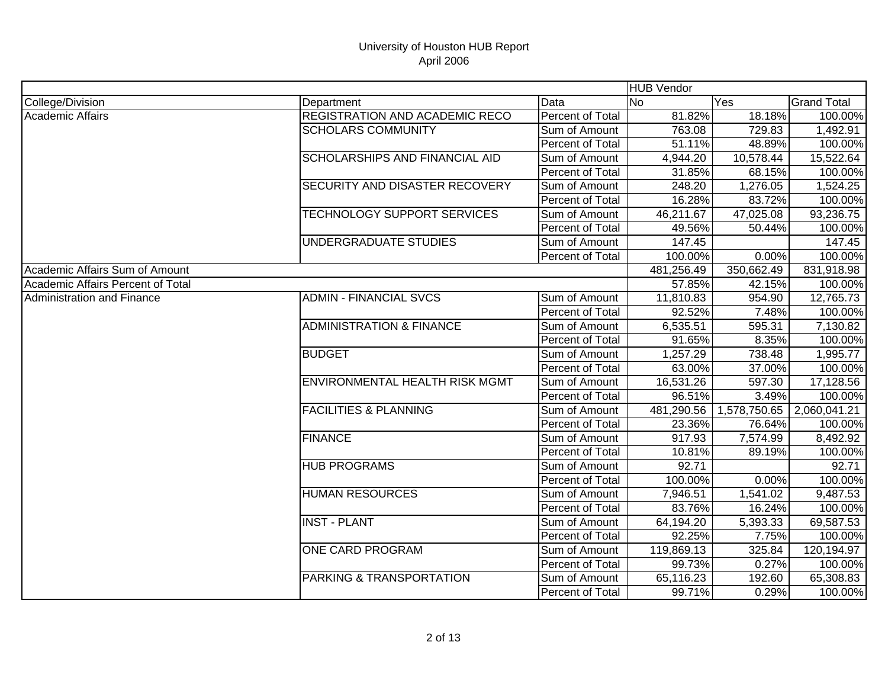University of Houston HUB Report
April 2006

| | | | HUB Vendor | | |
|---|---|---|---|---|---|
| College/Division | Department | Data | No | Yes | Grand Total |
| Academic Affairs | REGISTRATION AND ACADEMIC RECO | Percent of Total | 81.82% | 18.18% | 100.00% |
| | SCHOLARS COMMUNITY | Sum of Amount | 763.08 | 729.83 | 1,492.91 |
| | | Percent of Total | 51.11% | 48.89% | 100.00% |
| | SCHOLARSHIPS AND FINANCIAL AID | Sum of Amount | 4,944.20 | 10,578.44 | 15,522.64 |
| | | Percent of Total | 31.85% | 68.15% | 100.00% |
| | SECURITY AND DISASTER RECOVERY | Sum of Amount | 248.20 | 1,276.05 | 1,524.25 |
| | | Percent of Total | 16.28% | 83.72% | 100.00% |
| | TECHNOLOGY SUPPORT SERVICES | Sum of Amount | 46,211.67 | 47,025.08 | 93,236.75 |
| | | Percent of Total | 49.56% | 50.44% | 100.00% |
| | UNDERGRADUATE STUDIES | Sum of Amount | 147.45 | | 147.45 |
| | | Percent of Total | 100.00% | 0.00% | 100.00% |
| Academic Affairs Sum of Amount | | | 481,256.49 | 350,662.49 | 831,918.98 |
| Academic Affairs Percent of Total | | | 57.85% | 42.15% | 100.00% |
| Administration and Finance | ADMIN - FINANCIAL SVCS | Sum of Amount | 11,810.83 | 954.90 | 12,765.73 |
| | | Percent of Total | 92.52% | 7.48% | 100.00% |
| | ADMINISTRATION & FINANCE | Sum of Amount | 6,535.51 | 595.31 | 7,130.82 |
| | | Percent of Total | 91.65% | 8.35% | 100.00% |
| | BUDGET | Sum of Amount | 1,257.29 | 738.48 | 1,995.77 |
| | | Percent of Total | 63.00% | 37.00% | 100.00% |
| | ENVIRONMENTAL HEALTH RISK MGMT | Sum of Amount | 16,531.26 | 597.30 | 17,128.56 |
| | | Percent of Total | 96.51% | 3.49% | 100.00% |
| | FACILITIES & PLANNING | Sum of Amount | 481,290.56 | 1,578,750.65 | 2,060,041.21 |
| | | Percent of Total | 23.36% | 76.64% | 100.00% |
| | FINANCE | Sum of Amount | 917.93 | 7,574.99 | 8,492.92 |
| | | Percent of Total | 10.81% | 89.19% | 100.00% |
| | HUB PROGRAMS | Sum of Amount | 92.71 | | 92.71 |
| | | Percent of Total | 100.00% | 0.00% | 100.00% |
| | HUMAN RESOURCES | Sum of Amount | 7,946.51 | 1,541.02 | 9,487.53 |
| | | Percent of Total | 83.76% | 16.24% | 100.00% |
| | INST - PLANT | Sum of Amount | 64,194.20 | 5,393.33 | 69,587.53 |
| | | Percent of Total | 92.25% | 7.75% | 100.00% |
| | ONE CARD PROGRAM | Sum of Amount | 119,869.13 | 325.84 | 120,194.97 |
| | | Percent of Total | 99.73% | 0.27% | 100.00% |
| | PARKING & TRANSPORTATION | Sum of Amount | 65,116.23 | 192.60 | 65,308.83 |
| | | Percent of Total | 99.71% | 0.29% | 100.00% |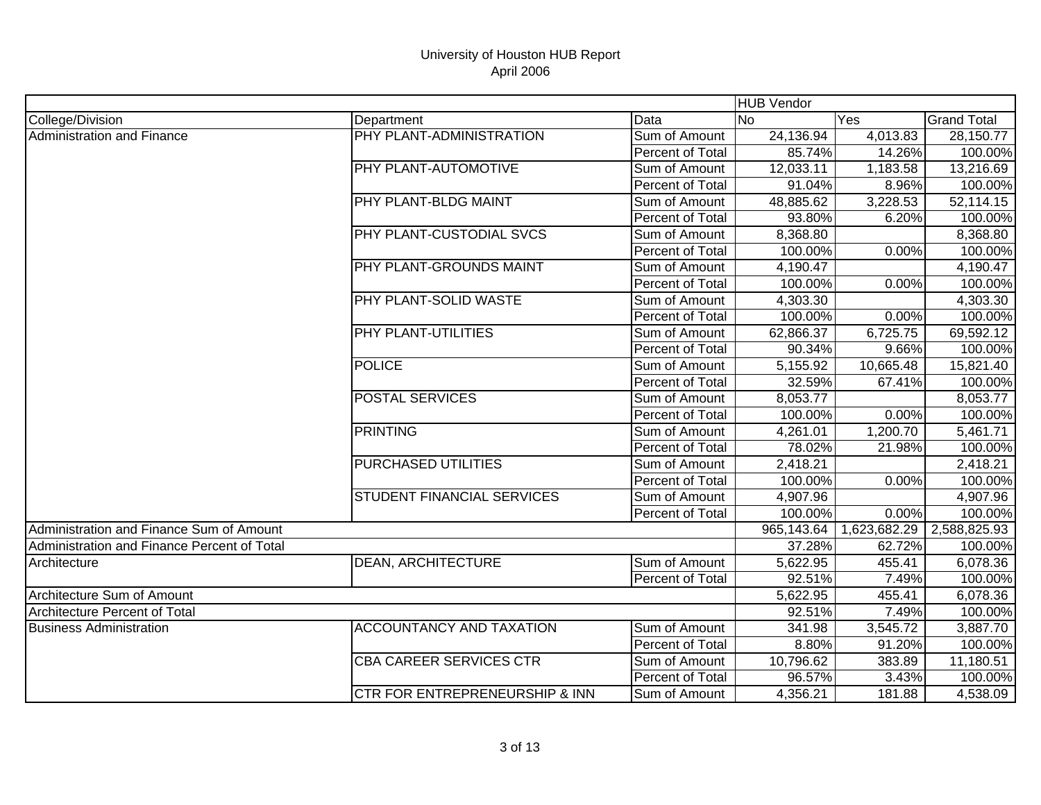University of Houston HUB Report
April 2006

| | | | HUB Vendor | | |
|---|---|---|---|---|---|
| College/Division | Department | Data | No | Yes | Grand Total |
| Administration and Finance | PHY PLANT-ADMINISTRATION | Sum of Amount | 24,136.94 | 4,013.83 | 28,150.77 |
| | | Percent of Total | 85.74% | 14.26% | 100.00% |
| | PHY PLANT-AUTOMOTIVE | Sum of Amount | 12,033.11 | 1,183.58 | 13,216.69 |
| | | Percent of Total | 91.04% | 8.96% | 100.00% |
| | PHY PLANT-BLDG MAINT | Sum of Amount | 48,885.62 | 3,228.53 | 52,114.15 |
| | | Percent of Total | 93.80% | 6.20% | 100.00% |
| | PHY PLANT-CUSTODIAL SVCS | Sum of Amount | 8,368.80 | | 8,368.80 |
| | | Percent of Total | 100.00% | 0.00% | 100.00% |
| | PHY PLANT-GROUNDS MAINT | Sum of Amount | 4,190.47 | | 4,190.47 |
| | | Percent of Total | 100.00% | 0.00% | 100.00% |
| | PHY PLANT-SOLID WASTE | Sum of Amount | 4,303.30 | | 4,303.30 |
| | | Percent of Total | 100.00% | 0.00% | 100.00% |
| | PHY PLANT-UTILITIES | Sum of Amount | 62,866.37 | 6,725.75 | 69,592.12 |
| | | Percent of Total | 90.34% | 9.66% | 100.00% |
| | POLICE | Sum of Amount | 5,155.92 | 10,665.48 | 15,821.40 |
| | | Percent of Total | 32.59% | 67.41% | 100.00% |
| | POSTAL SERVICES | Sum of Amount | 8,053.77 | | 8,053.77 |
| | | Percent of Total | 100.00% | 0.00% | 100.00% |
| | PRINTING | Sum of Amount | 4,261.01 | 1,200.70 | 5,461.71 |
| | | Percent of Total | 78.02% | 21.98% | 100.00% |
| | PURCHASED UTILITIES | Sum of Amount | 2,418.21 | | 2,418.21 |
| | | Percent of Total | 100.00% | 0.00% | 100.00% |
| | STUDENT FINANCIAL SERVICES | Sum of Amount | 4,907.96 | | 4,907.96 |
| | | Percent of Total | 100.00% | 0.00% | 100.00% |
| Administration and Finance Sum of Amount | | | 965,143.64 | 1,623,682.29 | 2,588,825.93 |
| Administration and Finance Percent of Total | | | 37.28% | 62.72% | 100.00% |
| Architecture | DEAN, ARCHITECTURE | Sum of Amount | 5,622.95 | 455.41 | 6,078.36 |
| | | Percent of Total | 92.51% | 7.49% | 100.00% |
| Architecture Sum of Amount | | | 5,622.95 | 455.41 | 6,078.36 |
| Architecture Percent of Total | | | 92.51% | 7.49% | 100.00% |
| Business Administration | ACCOUNTANCY AND TAXATION | Sum of Amount | 341.98 | 3,545.72 | 3,887.70 |
| | | Percent of Total | 8.80% | 91.20% | 100.00% |
| | CBA CAREER SERVICES CTR | Sum of Amount | 10,796.62 | 383.89 | 11,180.51 |
| | | Percent of Total | 96.57% | 3.43% | 100.00% |
| | CTR FOR ENTREPRENEURSHIP & INN | Sum of Amount | 4,356.21 | 181.88 | 4,538.09 |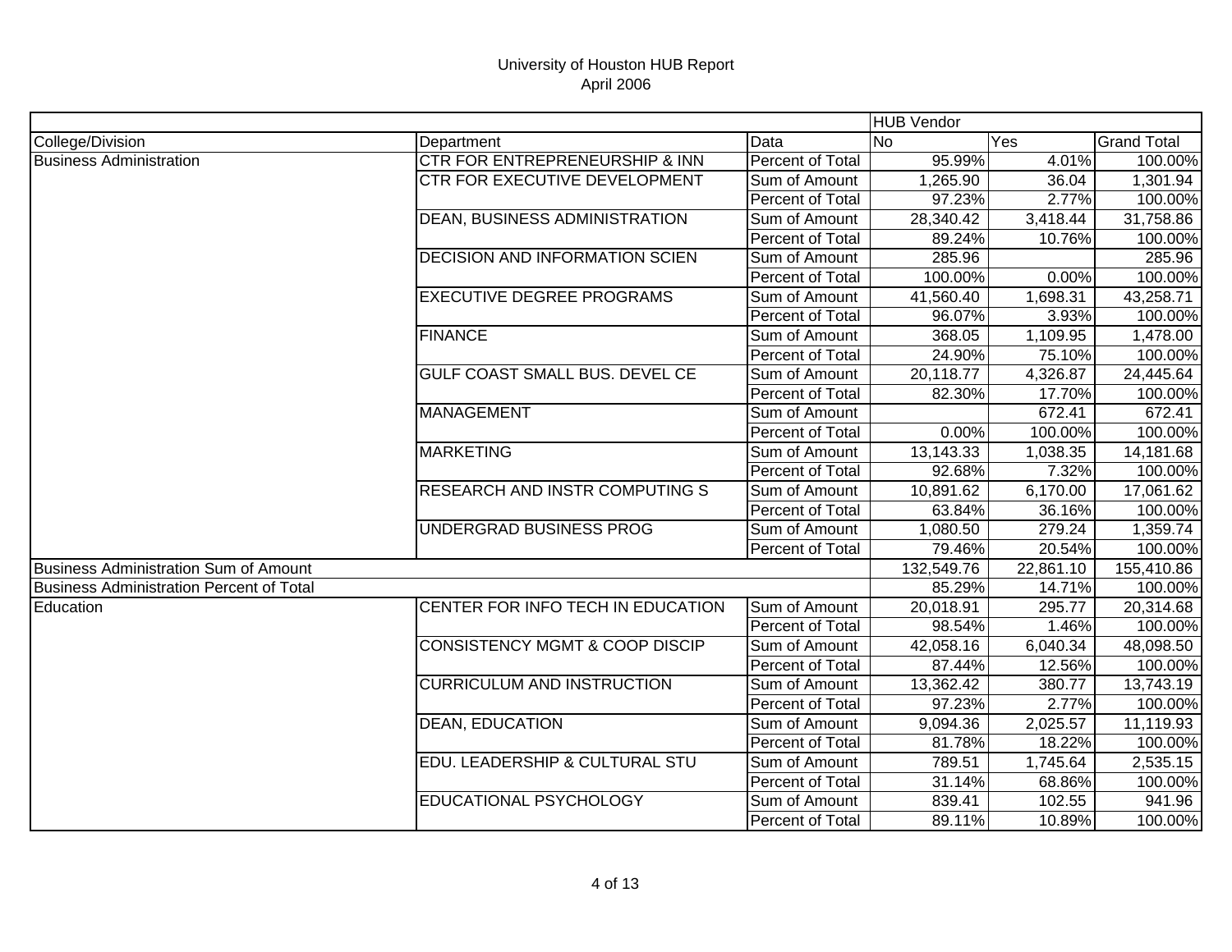# University of Houston HUB Report
## April 2006

| | | | HUB Vendor | | |
|---|---|---|---|---|---|
| College/Division | Department | Data | No | Yes | Grand Total |
| Business Administration | CTR FOR ENTREPRENEURSHIP & INN | Percent of Total | 95.99% | 4.01% | 100.00% |
| | CTR FOR EXECUTIVE DEVELOPMENT | Sum of Amount | 1,265.90 | 36.04 | 1,301.94 |
| | | Percent of Total | 97.23% | 2.77% | 100.00% |
| | DEAN, BUSINESS ADMINISTRATION | Sum of Amount | 28,340.42 | 3,418.44 | 31,758.86 |
| | | Percent of Total | 89.24% | 10.76% | 100.00% |
| | DECISION AND INFORMATION SCIEN | Sum of Amount | 285.96 | | 285.96 |
| | | Percent of Total | 100.00% | 0.00% | 100.00% |
| | EXECUTIVE DEGREE PROGRAMS | Sum of Amount | 41,560.40 | 1,698.31 | 43,258.71 |
| | | Percent of Total | 96.07% | 3.93% | 100.00% |
| | FINANCE | Sum of Amount | 368.05 | 1,109.95 | 1,478.00 |
| | | Percent of Total | 24.90% | 75.10% | 100.00% |
| | GULF COAST SMALL BUS. DEVEL CE | Sum of Amount | 20,118.77 | 4,326.87 | 24,445.64 |
| | | Percent of Total | 82.30% | 17.70% | 100.00% |
| | MANAGEMENT | Sum of Amount | | 672.41 | 672.41 |
| | | Percent of Total | 0.00% | 100.00% | 100.00% |
| | MARKETING | Sum of Amount | 13,143.33 | 1,038.35 | 14,181.68 |
| | | Percent of Total | 92.68% | 7.32% | 100.00% |
| | RESEARCH AND INSTR COMPUTING S | Sum of Amount | 10,891.62 | 6,170.00 | 17,061.62 |
| | | Percent of Total | 63.84% | 36.16% | 100.00% |
| | UNDERGRAD BUSINESS PROG | Sum of Amount | 1,080.50 | 279.24 | 1,359.74 |
| | | Percent of Total | 79.46% | 20.54% | 100.00% |
| Business Administration Sum of Amount | | | 132,549.76 | 22,861.10 | 155,410.86 |
| Business Administration Percent of Total | | | 85.29% | 14.71% | 100.00% |
| Education | CENTER FOR INFO TECH IN EDUCATION | Sum of Amount | 20,018.91 | 295.77 | 20,314.68 |
| | | Percent of Total | 98.54% | 1.46% | 100.00% |
| | CONSISTENCY MGMT & COOP DISCIP | Sum of Amount | 42,058.16 | 6,040.34 | 48,098.50 |
| | | Percent of Total | 87.44% | 12.56% | 100.00% |
| | CURRICULUM AND INSTRUCTION | Sum of Amount | 13,362.42 | 380.77 | 13,743.19 |
| | | Percent of Total | 97.23% | 2.77% | 100.00% |
| | DEAN, EDUCATION | Sum of Amount | 9,094.36 | 2,025.57 | 11,119.93 |
| | | Percent of Total | 81.78% | 18.22% | 100.00% |
| | EDU. LEADERSHIP & CULTURAL STU | Sum of Amount | 789.51 | 1,745.64 | 2,535.15 |
| | | Percent of Total | 31.14% | 68.86% | 100.00% |
| | EDUCATIONAL PSYCHOLOGY | Sum of Amount | 839.41 | 102.55 | 941.96 |
| | | Percent of Total | 89.11% | 10.89% | 100.00% |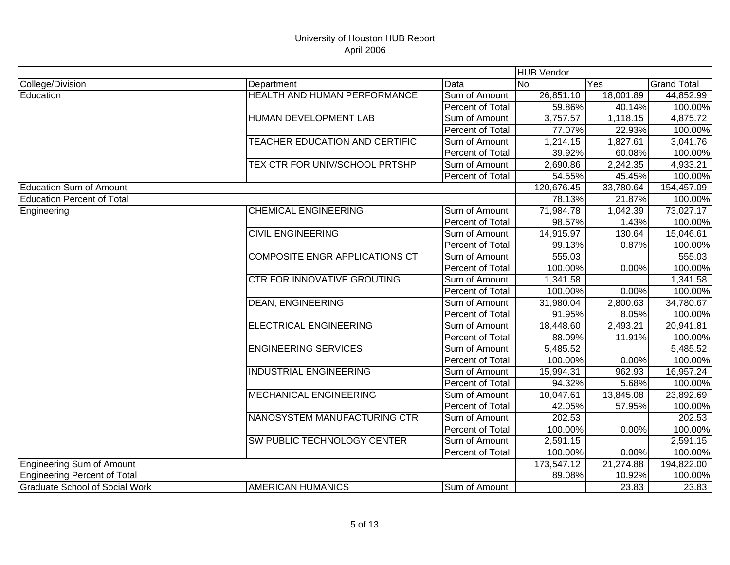# University of Houston HUB Report

April 2006

| | | | HUB Vendor | | |
|---|---|---|---|---|---|
| College/Division | Department | Data | No | Yes | Grand Total |
| Education | HEALTH AND HUMAN PERFORMANCE | Sum of Amount | 26,851.10 | 18,001.89 | 44,852.99 |
| | | Percent of Total | 59.86% | 40.14% | 100.00% |
| | HUMAN DEVELOPMENT LAB | Sum of Amount | 3,757.57 | 1,118.15 | 4,875.72 |
| | | Percent of Total | 77.07% | 22.93% | 100.00% |
| | TEACHER EDUCATION AND CERTIFIC | Sum of Amount | 1,214.15 | 1,827.61 | 3,041.76 |
| | | Percent of Total | 39.92% | 60.08% | 100.00% |
| | TEX CTR FOR UNIV/SCHOOL PRTSHP | Sum of Amount | 2,690.86 | 2,242.35 | 4,933.21 |
| | | Percent of Total | 54.55% | 45.45% | 100.00% |
| Education Sum of Amount | | | 120,676.45 | 33,780.64 | 154,457.09 |
| Education Percent of Total | | | 78.13% | 21.87% | 100.00% |
| Engineering | CHEMICAL ENGINEERING | Sum of Amount | 71,984.78 | 1,042.39 | 73,027.17 |
| | | Percent of Total | 98.57% | 1.43% | 100.00% |
| | CIVIL ENGINEERING | Sum of Amount | 14,915.97 | 130.64 | 15,046.61 |
| | | Percent of Total | 99.13% | 0.87% | 100.00% |
| | COMPOSITE ENGR APPLICATIONS CT | Sum of Amount | 555.03 | | 555.03 |
| | | Percent of Total | 100.00% | 0.00% | 100.00% |
| | CTR FOR INNOVATIVE GROUTING | Sum of Amount | 1,341.58 | | 1,341.58 |
| | | Percent of Total | 100.00% | 0.00% | 100.00% |
| | DEAN, ENGINEERING | Sum of Amount | 31,980.04 | 2,800.63 | 34,780.67 |
| | | Percent of Total | 91.95% | 8.05% | 100.00% |
| | ELECTRICAL ENGINEERING | Sum of Amount | 18,448.60 | 2,493.21 | 20,941.81 |
| | | Percent of Total | 88.09% | 11.91% | 100.00% |
| | ENGINEERING SERVICES | Sum of Amount | 5,485.52 | | 5,485.52 |
| | | Percent of Total | 100.00% | 0.00% | 100.00% |
| | INDUSTRIAL ENGINEERING | Sum of Amount | 15,994.31 | 962.93 | 16,957.24 |
| | | Percent of Total | 94.32% | 5.68% | 100.00% |
| | MECHANICAL ENGINEERING | Sum of Amount | 10,047.61 | 13,845.08 | 23,892.69 |
| | | Percent of Total | 42.05% | 57.95% | 100.00% |
| | NANOSYSTEM MANUFACTURING CTR | Sum of Amount | 202.53 | | 202.53 |
| | | Percent of Total | 100.00% | 0.00% | 100.00% |
| | SW PUBLIC TECHNOLOGY CENTER | Sum of Amount | 2,591.15 | | 2,591.15 |
| | | Percent of Total | 100.00% | 0.00% | 100.00% |
| Engineering Sum of Amount | | | 173,547.12 | 21,274.88 | 194,822.00 |
| Engineering Percent of Total | | | 89.08% | 10.92% | 100.00% |
| Graduate School of Social Work | AMERICAN HUMANICS | Sum of Amount | | 23.83 | 23.83 |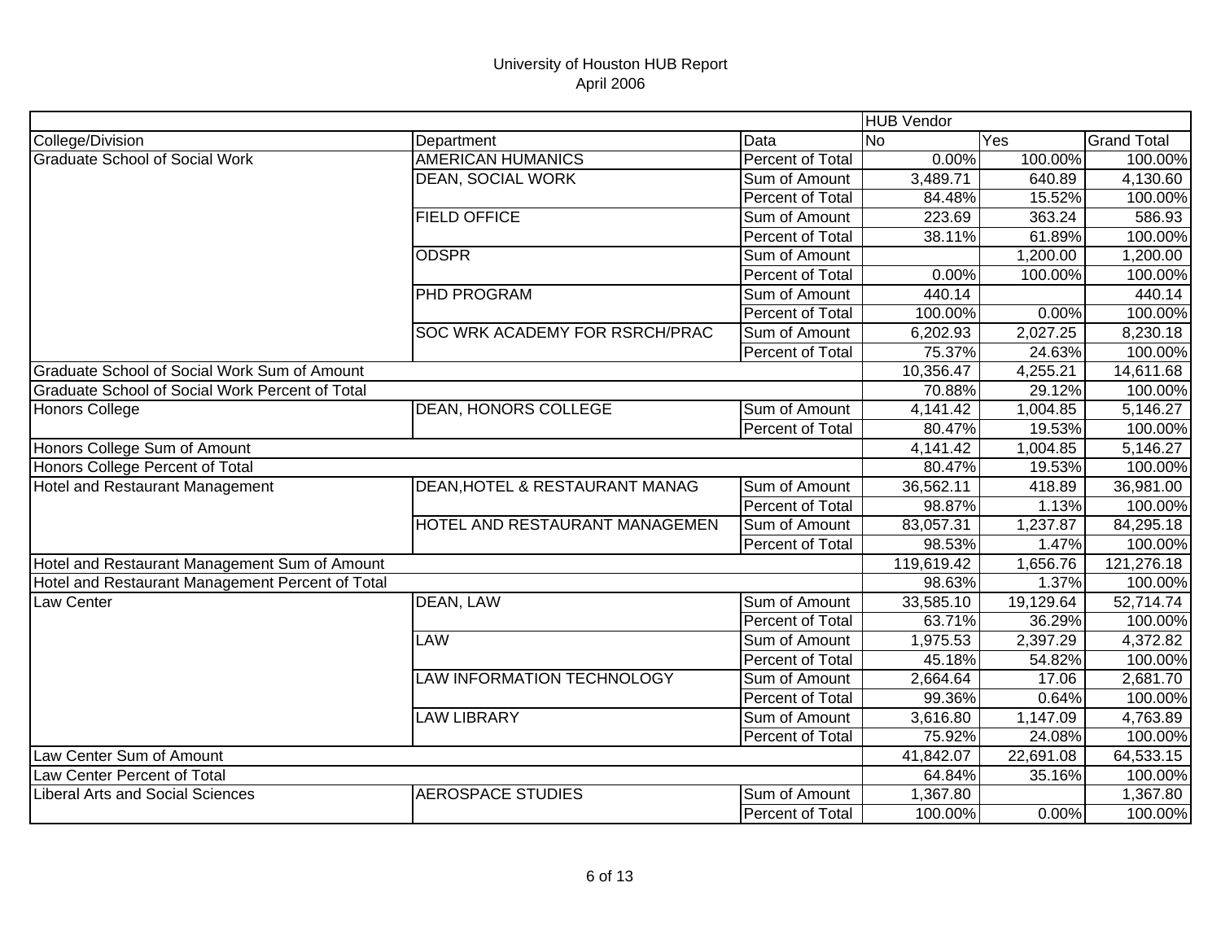# University of Houston HUB Report
April 2006

| | | | HUB Vendor | | |
|---|---|---|---|---|---|
| College/Division | Department | Data | No | Yes | Grand Total |
| Graduate School of Social Work | AMERICAN HUMANICS | Percent of Total | 0.00% | 100.00% | 100.00% |
| | DEAN, SOCIAL WORK | Sum of Amount | 3,489.71 | 640.89 | 4,130.60 |
| | | Percent of Total | 84.48% | 15.52% | 100.00% |
| | FIELD OFFICE | Sum of Amount | 223.69 | 363.24 | 586.93 |
| | | Percent of Total | 38.11% | 61.89% | 100.00% |
| | ODSPR | Sum of Amount | | 1,200.00 | 1,200.00 |
| | | Percent of Total | 0.00% | 100.00% | 100.00% |
| | PHD PROGRAM | Sum of Amount | 440.14 | | 440.14 |
| | | Percent of Total | 100.00% | 0.00% | 100.00% |
| | SOC WRK ACADEMY FOR RSRCH/PRAC | Sum of Amount | 6,202.93 | 2,027.25 | 8,230.18 |
| | | Percent of Total | 75.37% | 24.63% | 100.00% |
| Graduate School of Social Work Sum of Amount | | | 10,356.47 | 4,255.21 | 14,611.68 |
| Graduate School of Social Work Percent of Total | | | 70.88% | 29.12% | 100.00% |
| Honors College | DEAN, HONORS COLLEGE | Sum of Amount | 4,141.42 | 1,004.85 | 5,146.27 |
| | | Percent of Total | 80.47% | 19.53% | 100.00% |
| Honors College Sum of Amount | | | 4,141.42 | 1,004.85 | 5,146.27 |
| Honors College Percent of Total | | | 80.47% | 19.53% | 100.00% |
| Hotel and Restaurant Management | DEAN,HOTEL & RESTAURANT MANAG | Sum of Amount | 36,562.11 | 418.89 | 36,981.00 |
| | | Percent of Total | 98.87% | 1.13% | 100.00% |
| | HOTEL AND RESTAURANT MANAGEMEN | Sum of Amount | 83,057.31 | 1,237.87 | 84,295.18 |
| | | Percent of Total | 98.53% | 1.47% | 100.00% |
| Hotel and Restaurant Management Sum of Amount | | | 119,619.42 | 1,656.76 | 121,276.18 |
| Hotel and Restaurant Management Percent of Total | | | 98.63% | 1.37% | 100.00% |
| Law Center | DEAN, LAW | Sum of Amount | 33,585.10 | 19,129.64 | 52,714.74 |
| | | Percent of Total | 63.71% | 36.29% | 100.00% |
| | LAW | Sum of Amount | 1,975.53 | 2,397.29 | 4,372.82 |
| | | Percent of Total | 45.18% | 54.82% | 100.00% |
| | LAW INFORMATION TECHNOLOGY | Sum of Amount | 2,664.64 | 17.06 | 2,681.70 |
| | | Percent of Total | 99.36% | 0.64% | 100.00% |
| | LAW LIBRARY | Sum of Amount | 3,616.80 | 1,147.09 | 4,763.89 |
| | | Percent of Total | 75.92% | 24.08% | 100.00% |
| Law Center Sum of Amount | | | 41,842.07 | 22,691.08 | 64,533.15 |
| Law Center Percent of Total | | | 64.84% | 35.16% | 100.00% |
| Liberal Arts and Social Sciences | AEROSPACE STUDIES | Sum of Amount | 1,367.80 | | 1,367.80 |
| | | Percent of Total | 100.00% | 0.00% | 100.00% |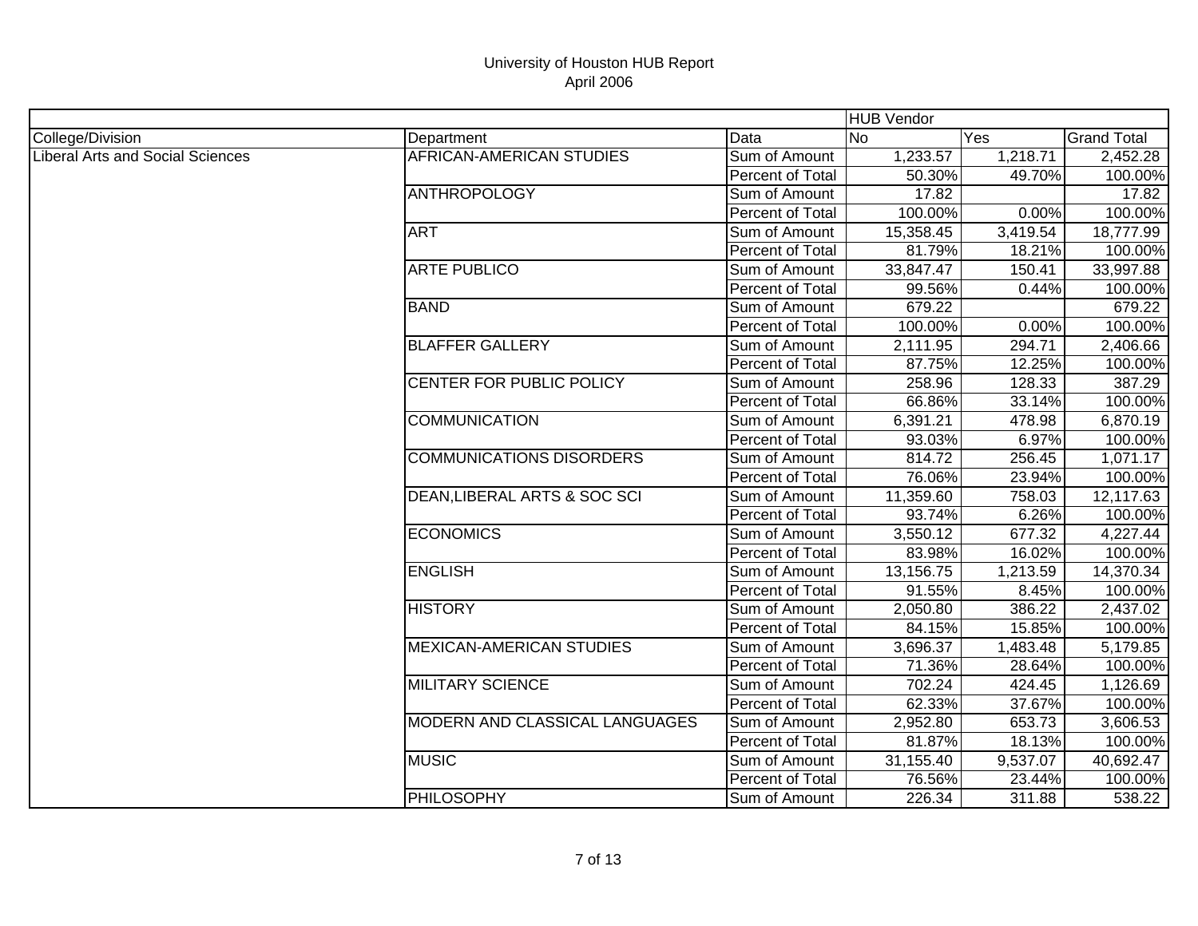# University of Houston HUB Report
## April 2006

| | | | HUB Vendor | | |
|---|---|---|---|---|---|
| College/Division | Department | Data | No | Yes | Grand Total |
| Liberal Arts and Social Sciences | AFRICAN-AMERICAN STUDIES | Sum of Amount | 1,233.57 | 1,218.71 | 2,452.28 |
| | | Percent of Total | 50.30% | 49.70% | 100.00% |
| | ANTHROPOLOGY | Sum of Amount | 17.82 | | 17.82 |
| | | Percent of Total | 100.00% | 0.00% | 100.00% |
| | ART | Sum of Amount | 15,358.45 | 3,419.54 | 18,777.99 |
| | | Percent of Total | 81.79% | 18.21% | 100.00% |
| | ARTE PUBLICO | Sum of Amount | 33,847.47 | 150.41 | 33,997.88 |
| | | Percent of Total | 99.56% | 0.44% | 100.00% |
| | BAND | Sum of Amount | 679.22 | | 679.22 |
| | | Percent of Total | 100.00% | 0.00% | 100.00% |
| | BLAFFER GALLERY | Sum of Amount | 2,111.95 | 294.71 | 2,406.66 |
| | | Percent of Total | 87.75% | 12.25% | 100.00% |
| | CENTER FOR PUBLIC POLICY | Sum of Amount | 258.96 | 128.33 | 387.29 |
| | | Percent of Total | 66.86% | 33.14% | 100.00% |
| | COMMUNICATION | Sum of Amount | 6,391.21 | 478.98 | 6,870.19 |
| | | Percent of Total | 93.03% | 6.97% | 100.00% |
| | COMMUNICATIONS DISORDERS | Sum of Amount | 814.72 | 256.45 | 1,071.17 |
| | | Percent of Total | 76.06% | 23.94% | 100.00% |
| | DEAN,LIBERAL ARTS & SOC SCI | Sum of Amount | 11,359.60 | 758.03 | 12,117.63 |
| | | Percent of Total | 93.74% | 6.26% | 100.00% |
| | ECONOMICS | Sum of Amount | 3,550.12 | 677.32 | 4,227.44 |
| | | Percent of Total | 83.98% | 16.02% | 100.00% |
| | ENGLISH | Sum of Amount | 13,156.75 | 1,213.59 | 14,370.34 |
| | | Percent of Total | 91.55% | 8.45% | 100.00% |
| | HISTORY | Sum of Amount | 2,050.80 | 386.22 | 2,437.02 |
| | | Percent of Total | 84.15% | 15.85% | 100.00% |
| | MEXICAN-AMERICAN STUDIES | Sum of Amount | 3,696.37 | 1,483.48 | 5,179.85 |
| | | Percent of Total | 71.36% | 28.64% | 100.00% |
| | MILITARY SCIENCE | Sum of Amount | 702.24 | 424.45 | 1,126.69 |
| | | Percent of Total | 62.33% | 37.67% | 100.00% |
| | MODERN AND CLASSICAL LANGUAGES | Sum of Amount | 2,952.80 | 653.73 | 3,606.53 |
| | | Percent of Total | 81.87% | 18.13% | 100.00% |
| | MUSIC | Sum of Amount | 31,155.40 | 9,537.07 | 40,692.47 |
| | | Percent of Total | 76.56% | 23.44% | 100.00% |
| | PHILOSOPHY | Sum of Amount | 226.34 | 311.88 | 538.22 |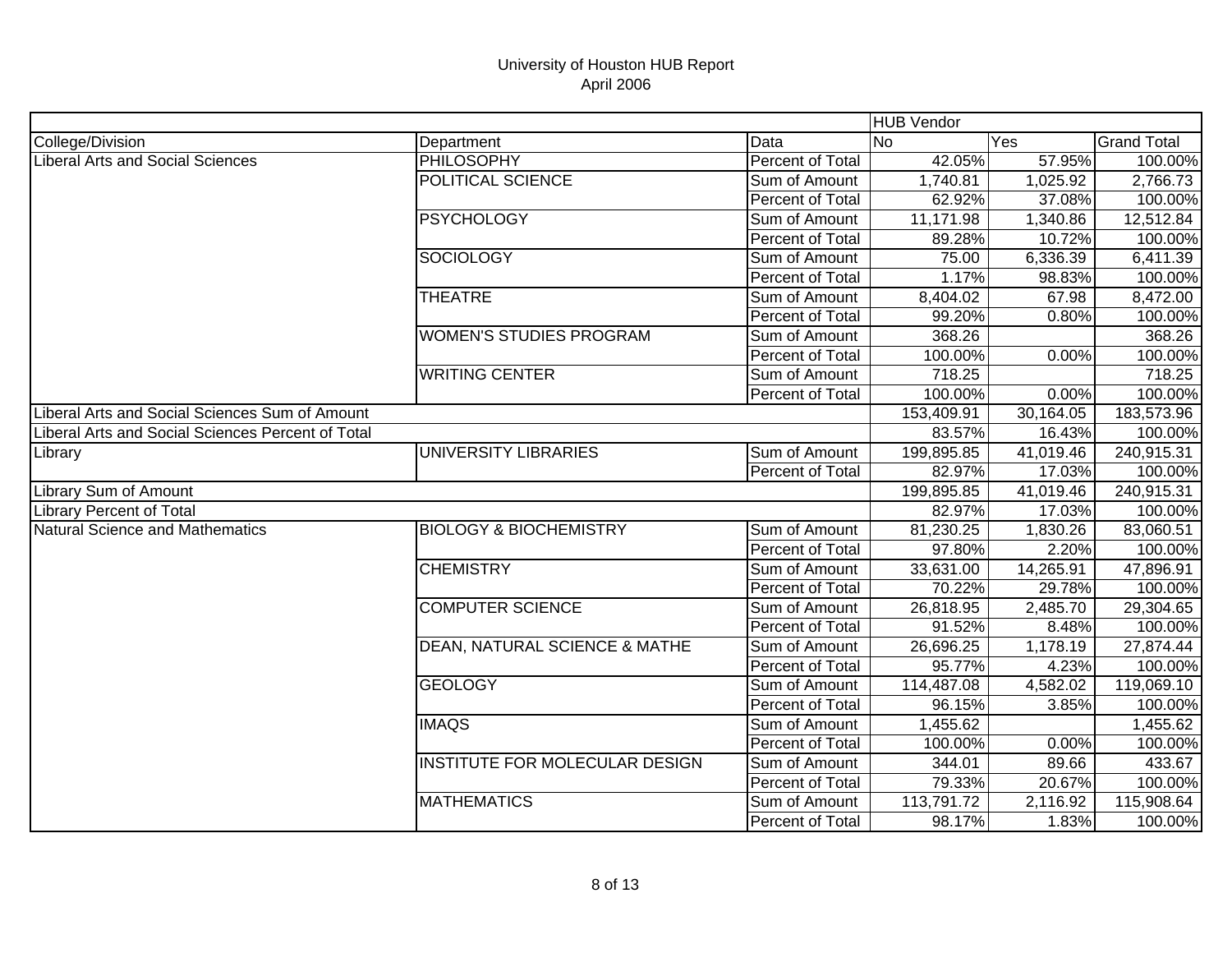University of Houston HUB Report
April 2006

| | | | HUB Vendor | | |
|---|---|---|---|---|---|
| College/Division | Department | Data | No | Yes | Grand Total |
| Liberal Arts and Social Sciences | PHILOSOPHY | Percent of Total | 42.05% | 57.95% | 100.00% |
| | POLITICAL SCIENCE | Sum of Amount | 1,740.81 | 1,025.92 | 2,766.73 |
| | | Percent of Total | 62.92% | 37.08% | 100.00% |
| | PSYCHOLOGY | Sum of Amount | 11,171.98 | 1,340.86 | 12,512.84 |
| | | Percent of Total | 89.28% | 10.72% | 100.00% |
| | SOCIOLOGY | Sum of Amount | 75.00 | 6,336.39 | 6,411.39 |
| | | Percent of Total | 1.17% | 98.83% | 100.00% |
| | THEATRE | Sum of Amount | 8,404.02 | 67.98 | 8,472.00 |
| | | Percent of Total | 99.20% | 0.80% | 100.00% |
| | WOMEN'S STUDIES PROGRAM | Sum of Amount | 368.26 | | 368.26 |
| | | Percent of Total | 100.00% | 0.00% | 100.00% |
| | WRITING CENTER | Sum of Amount | 718.25 | | 718.25 |
| | | Percent of Total | 100.00% | 0.00% | 100.00% |
| Liberal Arts and Social Sciences Sum of Amount | | | 153,409.91 | 30,164.05 | 183,573.96 |
| Liberal Arts and Social Sciences Percent of Total | | | 83.57% | 16.43% | 100.00% |
| Library | UNIVERSITY LIBRARIES | Sum of Amount | 199,895.85 | 41,019.46 | 240,915.31 |
| | | Percent of Total | 82.97% | 17.03% | 100.00% |
| Library Sum of Amount | | | 199,895.85 | 41,019.46 | 240,915.31 |
| Library Percent of Total | | | 82.97% | 17.03% | 100.00% |
| Natural Science and Mathematics | BIOLOGY & BIOCHEMISTRY | Sum of Amount | 81,230.25 | 1,830.26 | 83,060.51 |
| | | Percent of Total | 97.80% | 2.20% | 100.00% |
| | CHEMISTRY | Sum of Amount | 33,631.00 | 14,265.91 | 47,896.91 |
| | | Percent of Total | 70.22% | 29.78% | 100.00% |
| | COMPUTER SCIENCE | Sum of Amount | 26,818.95 | 2,485.70 | 29,304.65 |
| | | Percent of Total | 91.52% | 8.48% | 100.00% |
| | DEAN, NATURAL SCIENCE & MATHE | Sum of Amount | 26,696.25 | 1,178.19 | 27,874.44 |
| | | Percent of Total | 95.77% | 4.23% | 100.00% |
| | GEOLOGY | Sum of Amount | 114,487.08 | 4,582.02 | 119,069.10 |
| | | Percent of Total | 96.15% | 3.85% | 100.00% |
| | IMAQS | Sum of Amount | 1,455.62 | | 1,455.62 |
| | | Percent of Total | 100.00% | 0.00% | 100.00% |
| | INSTITUTE FOR MOLECULAR DESIGN | Sum of Amount | 344.01 | 89.66 | 433.67 |
| | | Percent of Total | 79.33% | 20.67% | 100.00% |
| | MATHEMATICS | Sum of Amount | 113,791.72 | 2,116.92 | 115,908.64 |
| | | Percent of Total | 98.17% | 1.83% | 100.00% |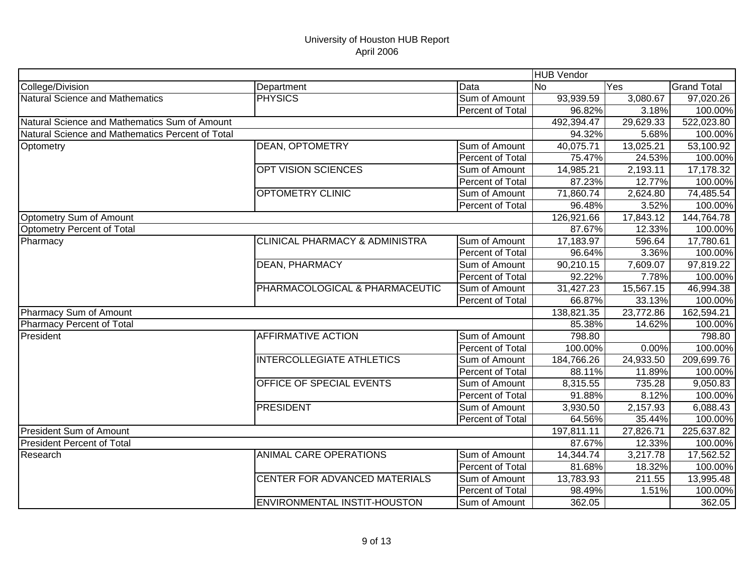University of Houston HUB Report
April 2006

| | | | HUB Vendor | | |
|---|---|---|---|---|---|
| College/Division | Department | Data | No | Yes | Grand Total |
| Natural Science and Mathematics | PHYSICS | Sum of Amount | 93,939.59 | 3,080.67 | 97,020.26 |
| | | Percent of Total | 96.82% | 3.18% | 100.00% |
| Natural Science and Mathematics Sum of Amount | | | 492,394.47 | 29,629.33 | 522,023.80 |
| Natural Science and Mathematics Percent of Total | | | 94.32% | 5.68% | 100.00% |
| Optometry | DEAN, OPTOMETRY | Sum of Amount | 40,075.71 | 13,025.21 | 53,100.92 |
| | | Percent of Total | 75.47% | 24.53% | 100.00% |
| | OPT VISION SCIENCES | Sum of Amount | 14,985.21 | 2,193.11 | 17,178.32 |
| | | Percent of Total | 87.23% | 12.77% | 100.00% |
| | OPTOMETRY CLINIC | Sum of Amount | 71,860.74 | 2,624.80 | 74,485.54 |
| | | Percent of Total | 96.48% | 3.52% | 100.00% |
| Optometry Sum of Amount | | | 126,921.66 | 17,843.12 | 144,764.78 |
| Optometry Percent of Total | | | 87.67% | 12.33% | 100.00% |
| Pharmacy | CLINICAL PHARMACY & ADMINISTRA | Sum of Amount | 17,183.97 | 596.64 | 17,780.61 |
| | | Percent of Total | 96.64% | 3.36% | 100.00% |
| | DEAN, PHARMACY | Sum of Amount | 90,210.15 | 7,609.07 | 97,819.22 |
| | | Percent of Total | 92.22% | 7.78% | 100.00% |
| | PHARMACOLOGICAL & PHARMACEUTIC | Sum of Amount | 31,427.23 | 15,567.15 | 46,994.38 |
| | | Percent of Total | 66.87% | 33.13% | 100.00% |
| Pharmacy Sum of Amount | | | 138,821.35 | 23,772.86 | 162,594.21 |
| Pharmacy Percent of Total | | | 85.38% | 14.62% | 100.00% |
| President | AFFIRMATIVE ACTION | Sum of Amount | 798.80 | | 798.80 |
| | | Percent of Total | 100.00% | 0.00% | 100.00% |
| | INTERCOLLEGIATE ATHLETICS | Sum of Amount | 184,766.26 | 24,933.50 | 209,699.76 |
| | | Percent of Total | 88.11% | 11.89% | 100.00% |
| | OFFICE OF SPECIAL EVENTS | Sum of Amount | 8,315.55 | 735.28 | 9,050.83 |
| | | Percent of Total | 91.88% | 8.12% | 100.00% |
| | PRESIDENT | Sum of Amount | 3,930.50 | 2,157.93 | 6,088.43 |
| | | Percent of Total | 64.56% | 35.44% | 100.00% |
| President Sum of Amount | | | 197,811.11 | 27,826.71 | 225,637.82 |
| President Percent of Total | | | 87.67% | 12.33% | 100.00% |
| Research | ANIMAL CARE OPERATIONS | Sum of Amount | 14,344.74 | 3,217.78 | 17,562.52 |
| | | Percent of Total | 81.68% | 18.32% | 100.00% |
| | CENTER FOR ADVANCED MATERIALS | Sum of Amount | 13,783.93 | 211.55 | 13,995.48 |
| | | Percent of Total | 98.49% | 1.51% | 100.00% |
| | ENVIRONMENTAL INSTIT-HOUSTON | Sum of Amount | 362.05 | | 362.05 |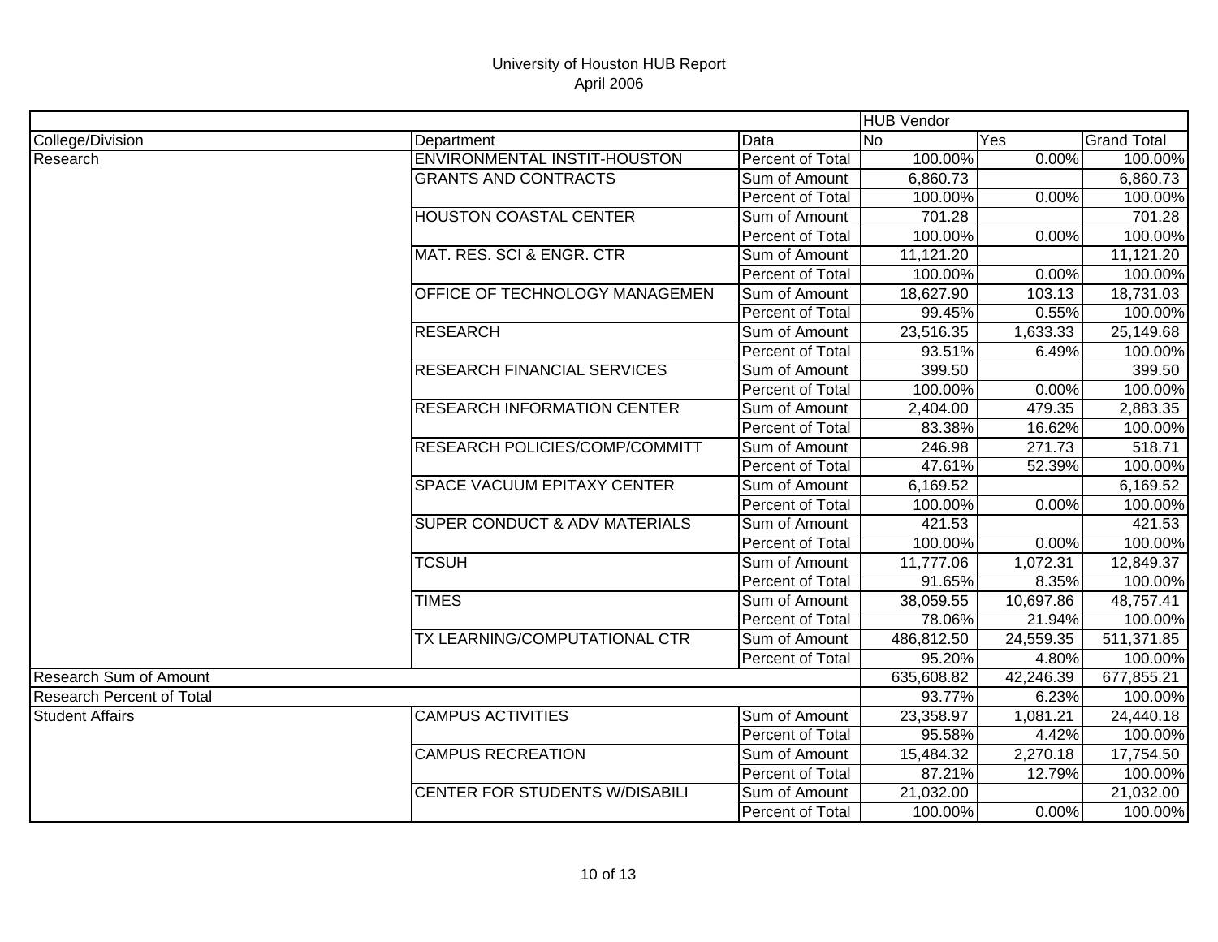# University of Houston HUB Report
## April 2006

| | | | HUB Vendor | | |
|---|---|---|---|---|---|
| College/Division | Department | Data | No | Yes | Grand Total |
| Research | ENVIRONMENTAL INSTIT-HOUSTON | Percent of Total | 100.00% | 0.00% | 100.00% |
| | GRANTS AND CONTRACTS | Sum of Amount | 6,860.73 | | 6,860.73 |
| | | Percent of Total | 100.00% | 0.00% | 100.00% |
| | HOUSTON COASTAL CENTER | Sum of Amount | 701.28 | | 701.28 |
| | | Percent of Total | 100.00% | 0.00% | 100.00% |
| | MAT. RES. SCI & ENGR. CTR | Sum of Amount | 11,121.20 | | 11,121.20 |
| | | Percent of Total | 100.00% | 0.00% | 100.00% |
| | OFFICE OF TECHNOLOGY MANAGEMEN | Sum of Amount | 18,627.90 | 103.13 | 18,731.03 |
| | | Percent of Total | 99.45% | 0.55% | 100.00% |
| | RESEARCH | Sum of Amount | 23,516.35 | 1,633.33 | 25,149.68 |
| | | Percent of Total | 93.51% | 6.49% | 100.00% |
| | RESEARCH FINANCIAL SERVICES | Sum of Amount | 399.50 | | 399.50 |
| | | Percent of Total | 100.00% | 0.00% | 100.00% |
| | RESEARCH INFORMATION CENTER | Sum of Amount | 2,404.00 | 479.35 | 2,883.35 |
| | | Percent of Total | 83.38% | 16.62% | 100.00% |
| | RESEARCH POLICIES/COMP/COMMITT | Sum of Amount | 246.98 | 271.73 | 518.71 |
| | | Percent of Total | 47.61% | 52.39% | 100.00% |
| | SPACE VACUUM EPITAXY CENTER | Sum of Amount | 6,169.52 | | 6,169.52 |
| | | Percent of Total | 100.00% | 0.00% | 100.00% |
| | SUPER CONDUCT & ADV MATERIALS | Sum of Amount | 421.53 | | 421.53 |
| | | Percent of Total | 100.00% | 0.00% | 100.00% |
| | TCSUH | Sum of Amount | 11,777.06 | 1,072.31 | 12,849.37 |
| | | Percent of Total | 91.65% | 8.35% | 100.00% |
| | TIMES | Sum of Amount | 38,059.55 | 10,697.86 | 48,757.41 |
| | | Percent of Total | 78.06% | 21.94% | 100.00% |
| | TX LEARNING/COMPUTATIONAL CTR | Sum of Amount | 486,812.50 | 24,559.35 | 511,371.85 |
| | | Percent of Total | 95.20% | 4.80% | 100.00% |
| Research Sum of Amount | | | 635,608.82 | 42,246.39 | 677,855.21 |
| Research Percent of Total | | | 93.77% | 6.23% | 100.00% |
| Student Affairs | CAMPUS ACTIVITIES | Sum of Amount | 23,358.97 | 1,081.21 | 24,440.18 |
| | | Percent of Total | 95.58% | 4.42% | 100.00% |
| | CAMPUS RECREATION | Sum of Amount | 15,484.32 | 2,270.18 | 17,754.50 |
| | | Percent of Total | 87.21% | 12.79% | 100.00% |
| | CENTER FOR STUDENTS W/DISABILI | Sum of Amount | 21,032.00 | | 21,032.00 |
| | | Percent of Total | 100.00% | 0.00% | 100.00% |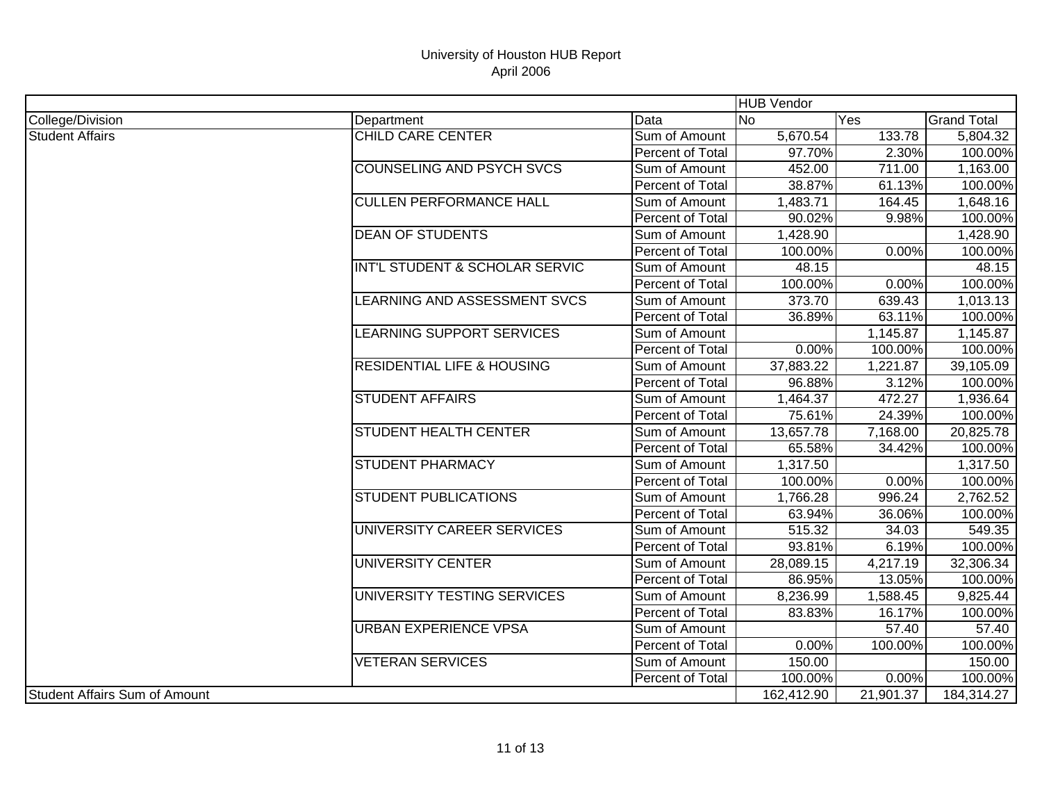# University of Houston HUB Report
## April 2006

| | | | HUB Vendor | | |
|---|---|---|---|---|---|
| College/Division | Department | Data | No | Yes | Grand Total |
| Student Affairs | CHILD CARE CENTER | Sum of Amount | 5,670.54 | 133.78 | 5,804.32 |
| | | Percent of Total | 97.70% | 2.30% | 100.00% |
| | COUNSELING AND PSYCH SVCS | Sum of Amount | 452.00 | 711.00 | 1,163.00 |
| | | Percent of Total | 38.87% | 61.13% | 100.00% |
| | CULLEN PERFORMANCE HALL | Sum of Amount | 1,483.71 | 164.45 | 1,648.16 |
| | | Percent of Total | 90.02% | 9.98% | 100.00% |
| | DEAN OF STUDENTS | Sum of Amount | 1,428.90 | | 1,428.90 |
| | | Percent of Total | 100.00% | 0.00% | 100.00% |
| | INT'L STUDENT & SCHOLAR SERVIC | Sum of Amount | 48.15 | | 48.15 |
| | | Percent of Total | 100.00% | 0.00% | 100.00% |
| | LEARNING AND ASSESSMENT SVCS | Sum of Amount | 373.70 | 639.43 | 1,013.13 |
| | | Percent of Total | 36.89% | 63.11% | 100.00% |
| | LEARNING SUPPORT SERVICES | Sum of Amount | | 1,145.87 | 1,145.87 |
| | | Percent of Total | 0.00% | 100.00% | 100.00% |
| | RESIDENTIAL LIFE & HOUSING | Sum of Amount | 37,883.22 | 1,221.87 | 39,105.09 |
| | | Percent of Total | 96.88% | 3.12% | 100.00% |
| | STUDENT AFFAIRS | Sum of Amount | 1,464.37 | 472.27 | 1,936.64 |
| | | Percent of Total | 75.61% | 24.39% | 100.00% |
| | STUDENT HEALTH CENTER | Sum of Amount | 13,657.78 | 7,168.00 | 20,825.78 |
| | | Percent of Total | 65.58% | 34.42% | 100.00% |
| | STUDENT PHARMACY | Sum of Amount | 1,317.50 | | 1,317.50 |
| | | Percent of Total | 100.00% | 0.00% | 100.00% |
| | STUDENT PUBLICATIONS | Sum of Amount | 1,766.28 | 996.24 | 2,762.52 |
| | | Percent of Total | 63.94% | 36.06% | 100.00% |
| | UNIVERSITY CAREER SERVICES | Sum of Amount | 515.32 | 34.03 | 549.35 |
| | | Percent of Total | 93.81% | 6.19% | 100.00% |
| | UNIVERSITY CENTER | Sum of Amount | 28,089.15 | 4,217.19 | 32,306.34 |
| | | Percent of Total | 86.95% | 13.05% | 100.00% |
| | UNIVERSITY TESTING SERVICES | Sum of Amount | 8,236.99 | 1,588.45 | 9,825.44 |
| | | Percent of Total | 83.83% | 16.17% | 100.00% |
| | URBAN EXPERIENCE VPSA | Sum of Amount | | 57.40 | 57.40 |
| | | Percent of Total | 0.00% | 100.00% | 100.00% |
| | VETERAN SERVICES | Sum of Amount | 150.00 | | 150.00 |
| | | Percent of Total | 100.00% | 0.00% | 100.00% |
| Student Affairs Sum of Amount | | | 162,412.90 | 21,901.37 | 184,314.27 |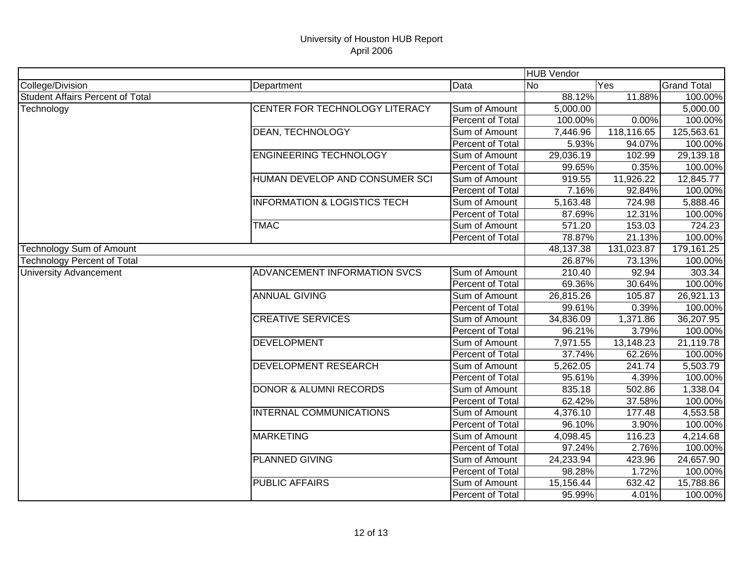University of Houston HUB Report
April 2006

| | | | HUB Vendor | | |
|---|---|---|---|---|---|
| College/Division | Department | Data | No | Yes | Grand Total |
| Student Affairs Percent of Total | | | 88.12% | 11.88% | 100.00% |
| Technology | CENTER FOR TECHNOLOGY LITERACY | Sum of Amount | 5,000.00 | | 5,000.00 |
| | | Percent of Total | 100.00% | 0.00% | 100.00% |
| | DEAN, TECHNOLOGY | Sum of Amount | 7,446.96 | 118,116.65 | 125,563.61 |
| | | Percent of Total | 5.93% | 94.07% | 100.00% |
| | ENGINEERING TECHNOLOGY | Sum of Amount | 29,036.19 | 102.99 | 29,139.18 |
| | | Percent of Total | 99.65% | 0.35% | 100.00% |
| | HUMAN DEVELOP AND CONSUMER SCI | Sum of Amount | 919.55 | 11,926.22 | 12,845.77 |
| | | Percent of Total | 7.16% | 92.84% | 100.00% |
| | INFORMATION & LOGISTICS TECH | Sum of Amount | 5,163.48 | 724.98 | 5,888.46 |
| | | Percent of Total | 87.69% | 12.31% | 100.00% |
| | TMAC | Sum of Amount | 571.20 | 153.03 | 724.23 |
| | | Percent of Total | 78.87% | 21.13% | 100.00% |
| Technology Sum of Amount | | | 48,137.38 | 131,023.87 | 179,161.25 |
| Technology Percent of Total | | | 26.87% | 73.13% | 100.00% |
| University Advancement | ADVANCEMENT INFORMATION SVCS | Sum of Amount | 210.40 | 92.94 | 303.34 |
| | | Percent of Total | 69.36% | 30.64% | 100.00% |
| | ANNUAL GIVING | Sum of Amount | 26,815.26 | 105.87 | 26,921.13 |
| | | Percent of Total | 99.61% | 0.39% | 100.00% |
| | CREATIVE SERVICES | Sum of Amount | 34,836.09 | 1,371.86 | 36,207.95 |
| | | Percent of Total | 96.21% | 3.79% | 100.00% |
| | DEVELOPMENT | Sum of Amount | 7,971.55 | 13,148.23 | 21,119.78 |
| | | Percent of Total | 37.74% | 62.26% | 100.00% |
| | DEVELOPMENT RESEARCH | Sum of Amount | 5,262.05 | 241.74 | 5,503.79 |
| | | Percent of Total | 95.61% | 4.39% | 100.00% |
| | DONOR & ALUMNI RECORDS | Sum of Amount | 835.18 | 502.86 | 1,338.04 |
| | | Percent of Total | 62.42% | 37.58% | 100.00% |
| | INTERNAL COMMUNICATIONS | Sum of Amount | 4,376.10 | 177.48 | 4,553.58 |
| | | Percent of Total | 96.10% | 3.90% | 100.00% |
| | MARKETING | Sum of Amount | 4,098.45 | 116.23 | 4,214.68 |
| | | Percent of Total | 97.24% | 2.76% | 100.00% |
| | PLANNED GIVING | Sum of Amount | 24,233.94 | 423.96 | 24,657.90 |
| | | Percent of Total | 98.28% | 1.72% | 100.00% |
| | PUBLIC AFFAIRS | Sum of Amount | 15,156.44 | 632.42 | 15,788.86 |
| | | Percent of Total | 95.99% | 4.01% | 100.00% |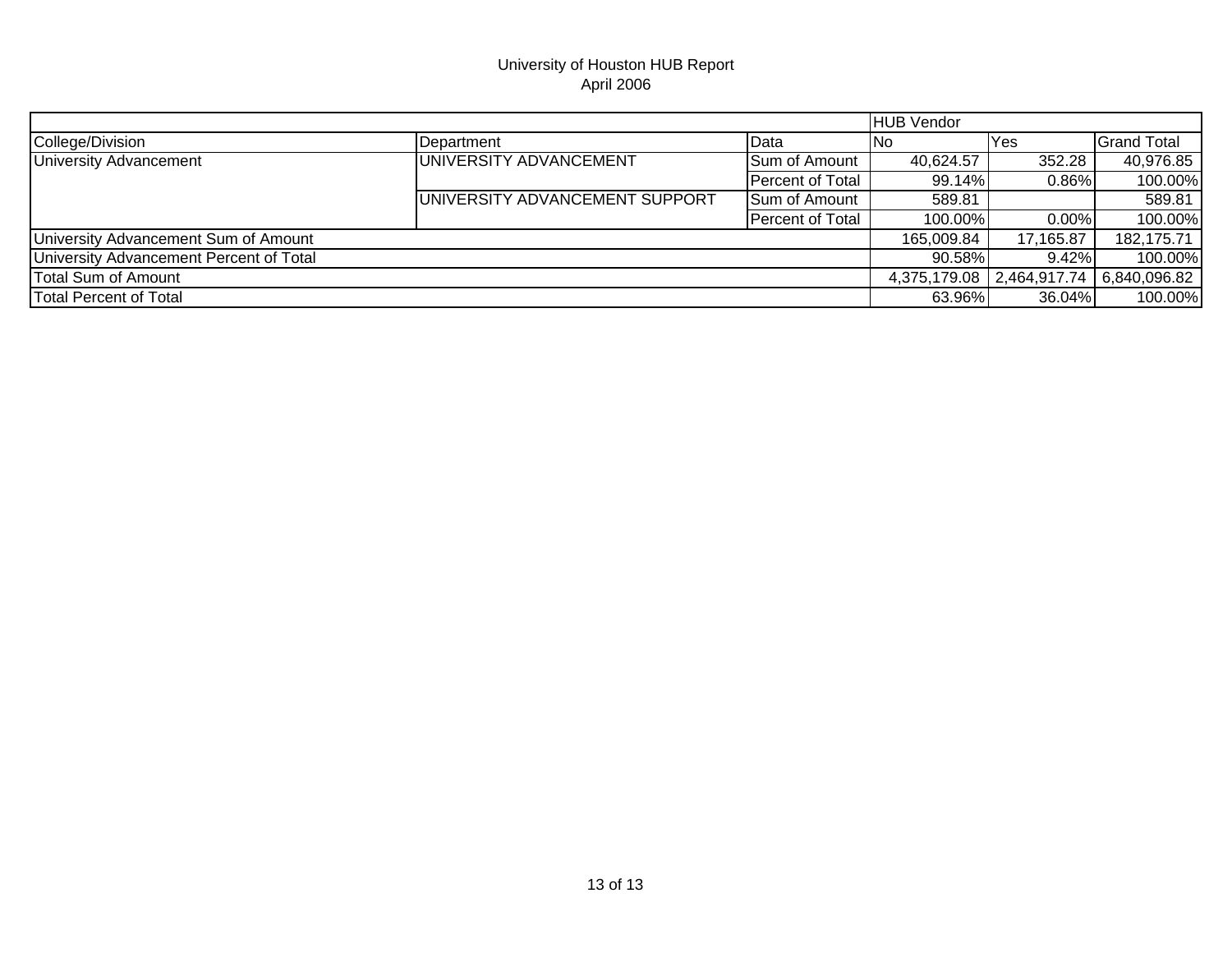University of Houston HUB Report
April 2006

| | | | HUB Vendor | | |
|---|---|---|---|---|---|
| College/Division | Department | Data | No | Yes | Grand Total |
| University Advancement | UNIVERSITY ADVANCEMENT | Sum of Amount | 40,624.57 | 352.28 | 40,976.85 |
| | | Percent of Total | 99.14% | 0.86% | 100.00% |
| | UNIVERSITY ADVANCEMENT SUPPORT | Sum of Amount | 589.81 | | 589.81 |
| | | Percent of Total | 100.00% | 0.00% | 100.00% |
| University Advancement Sum of Amount | | | 165,009.84 | 17,165.87 | 182,175.71 |
| University Advancement Percent of Total | | | 90.58% | 9.42% | 100.00% |
| Total Sum of Amount | | | 4,375,179.08 | 2,464,917.74 | 6,840,096.82 |
| Total Percent of Total | | | 63.96% | 36.04% | 100.00% |